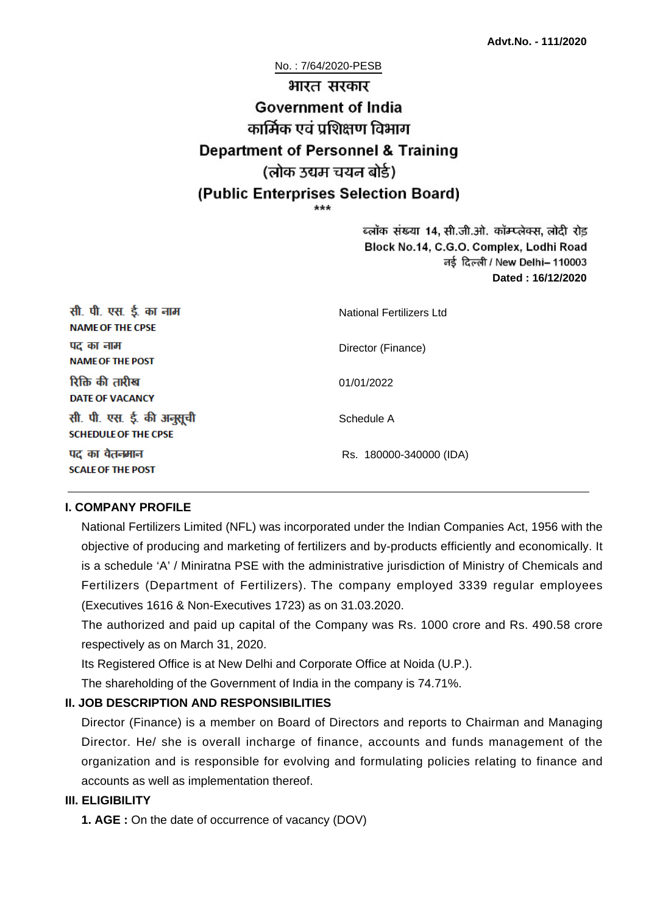**Advt.No. - 111/2020**

No. : 7/64/2020-PESB

# भारत सरकार
# Government of India
## कार्मिक एवं प्रशिक्षण विभाग
## Department of Personnel & Training
## (लोक उद्यम चयन बोर्ड)
## (Public Enterprises Selection Board)

\*\*\*

ब्लॉक संख्या 14, सी.जी.ओ. कॉम्प्लेक्स, लोदी रोड
Block No.14, C.G.O. Complex, Lodhi Road
नई दिल्ली / New Delhi– 110003
**Dated : 16/12/2020**

| | |
|---|---|
| सी. पी. एस. ई. का नाम<br>**NAME OF THE CPSE** | National Fertilizers Ltd |
| पद का नाम<br>**NAME OF THE POST** | Director (Finance) |
| रिक्ति की तारीख<br>**DATE OF VACANCY** | 01/01/2022 |
| सी. पी. एस. ई. की अनुसूची<br>**SCHEDULE OF THE CPSE** | Schedule A |
| पद का वेतनमान<br>**SCALE OF THE POST** | Rs. 180000-340000 (IDA) |

### I. COMPANY PROFILE

National Fertilizers Limited (NFL) was incorporated under the Indian Companies Act, 1956 with the objective of producing and marketing of fertilizers and by-products efficiently and economically. It is a schedule 'A' / Miniratna PSE with the administrative jurisdiction of Ministry of Chemicals and Fertilizers (Department of Fertilizers). The company employed 3339 regular employees (Executives 1616 & Non-Executives 1723) as on 31.03.2020.

The authorized and paid up capital of the Company was Rs. 1000 crore and Rs. 490.58 crore respectively as on March 31, 2020.

Its Registered Office is at New Delhi and Corporate Office at Noida (U.P.).

The shareholding of the Government of India in the company is 74.71%.

### II. JOB DESCRIPTION AND RESPONSIBILITIES

Director (Finance) is a member on Board of Directors and reports to Chairman and Managing Director. He/ she is overall incharge of finance, accounts and funds management of the organization and is responsible for evolving and formulating policies relating to finance and accounts as well as implementation thereof.

### III. ELIGIBILITY

**1. AGE :** On the date of occurrence of vacancy (DOV)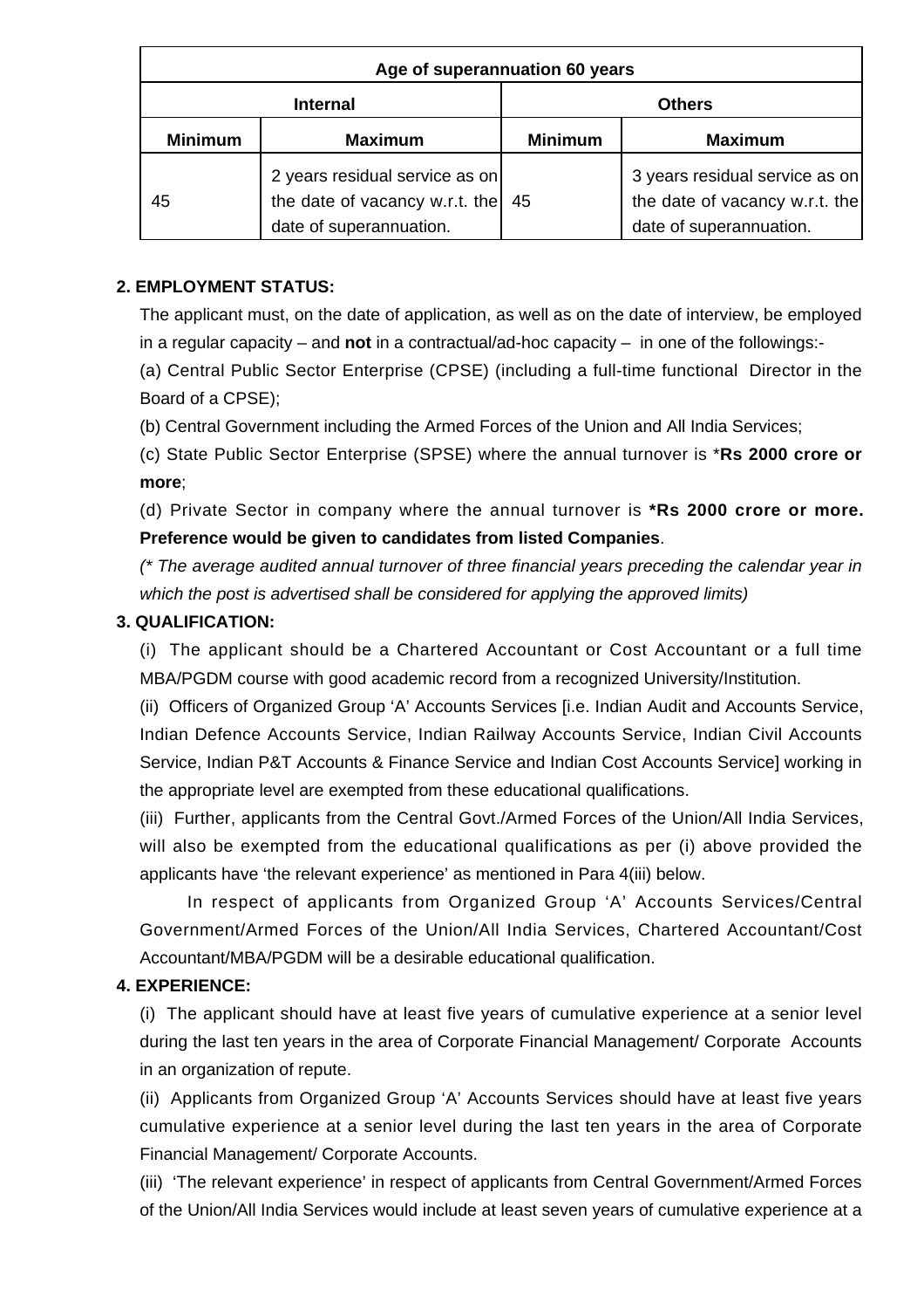| Age of superannuation 60 years | | | |
|---|---|---|---|
| **Internal** | | **Others** | |
| **Minimum** | **Maximum** | **Minimum** | **Maximum** |
| 45 | 2 years residual service as on the date of vacancy w.r.t. the date of superannuation. | 45 | 3 years residual service as on the date of vacancy w.r.t. the date of superannuation. |

**2. EMPLOYMENT STATUS:**

The applicant must, on the date of application, as well as on the date of interview, be employed in a regular capacity – and **not** in a contractual/ad-hoc capacity – in one of the followings:-

(a) Central Public Sector Enterprise (CPSE) (including a full-time functional Director in the Board of a CPSE);

(b) Central Government including the Armed Forces of the Union and All India Services;

(c) State Public Sector Enterprise (SPSE) where the annual turnover is ***Rs 2000 crore or more**;

(d) Private Sector in company where the annual turnover is ***Rs 2000 crore or more. Preference would be given to candidates from listed Companies**.

*(* The average audited annual turnover of three financial years preceding the calendar year in which the post is advertised shall be considered for applying the approved limits)*

**3. QUALIFICATION:**

(i) The applicant should be a Chartered Accountant or Cost Accountant or a full time MBA/PGDM course with good academic record from a recognized University/Institution.

(ii) Officers of Organized Group 'A' Accounts Services [i.e. Indian Audit and Accounts Service, Indian Defence Accounts Service, Indian Railway Accounts Service, Indian Civil Accounts Service, Indian P&T Accounts & Finance Service and Indian Cost Accounts Service] working in the appropriate level are exempted from these educational qualifications.

(iii) Further, applicants from the Central Govt./Armed Forces of the Union/All India Services, will also be exempted from the educational qualifications as per (i) above provided the applicants have 'the relevant experience' as mentioned in Para 4(iii) below.

In respect of applicants from Organized Group 'A' Accounts Services/Central Government/Armed Forces of the Union/All India Services, Chartered Accountant/Cost Accountant/MBA/PGDM will be a desirable educational qualification.

**4. EXPERIENCE:**

(i) The applicant should have at least five years of cumulative experience at a senior level during the last ten years in the area of Corporate Financial Management/ Corporate Accounts in an organization of repute.

(ii) Applicants from Organized Group 'A' Accounts Services should have at least five years cumulative experience at a senior level during the last ten years in the area of Corporate Financial Management/ Corporate Accounts.

(iii) 'The relevant experience' in respect of applicants from Central Government/Armed Forces of the Union/All India Services would include at least seven years of cumulative experience at a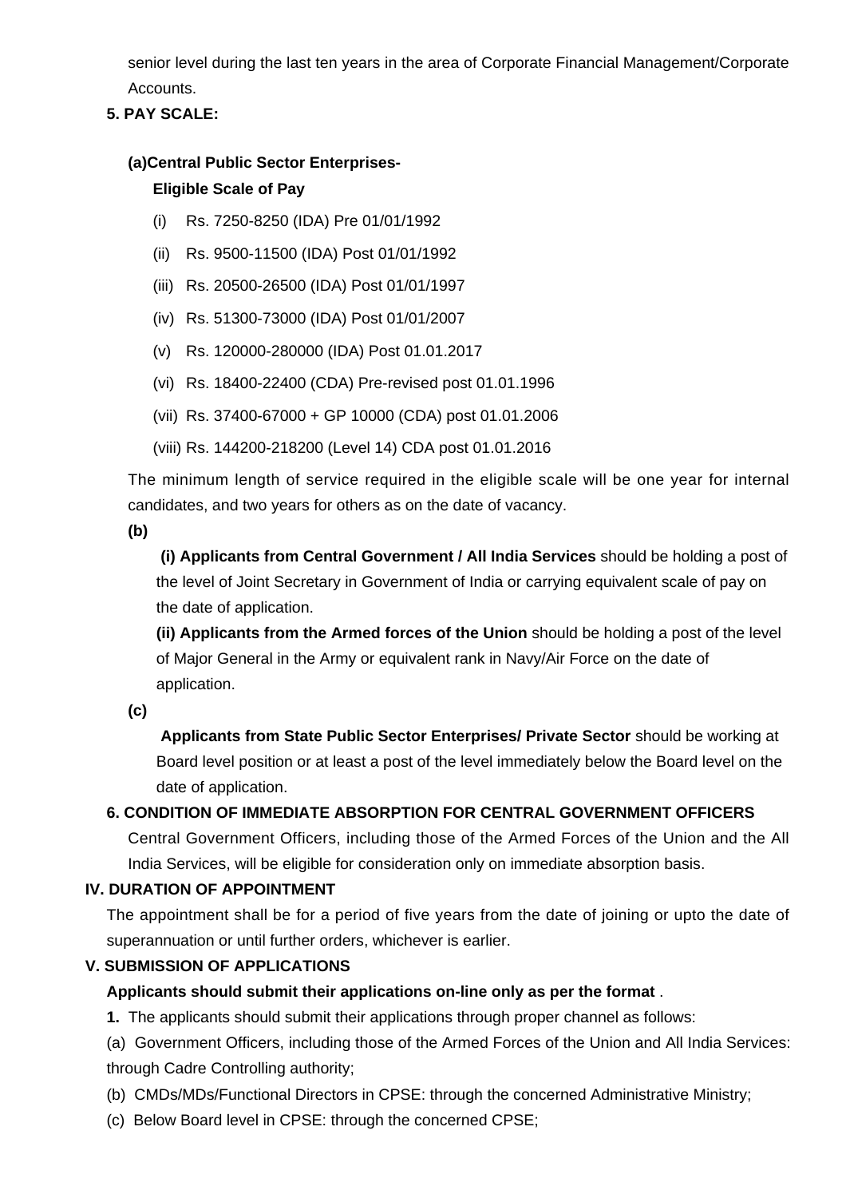senior level during the last ten years in the area of Corporate Financial Management/Corporate Accounts.

**5. PAY SCALE:**

**(a)Central Public Sector Enterprises-**

**Eligible Scale of Pay**

(i) Rs. 7250-8250 (IDA) Pre 01/01/1992

(ii) Rs. 9500-11500 (IDA) Post 01/01/1992

(iii) Rs. 20500-26500 (IDA) Post 01/01/1997

(iv) Rs. 51300-73000 (IDA) Post 01/01/2007

(v) Rs. 120000-280000 (IDA) Post 01.01.2017

(vi) Rs. 18400-22400 (CDA) Pre-revised post 01.01.1996

(vii) Rs. 37400-67000 + GP 10000 (CDA) post 01.01.2006

(viii) Rs. 144200-218200 (Level 14) CDA post 01.01.2016

The minimum length of service required in the eligible scale will be one year for internal candidates, and two years for others as on the date of vacancy.

**(b)**

**(i) Applicants from Central Government / All India Services** should be holding a post of the level of Joint Secretary in Government of India or carrying equivalent scale of pay on the date of application.

**(ii) Applicants from the Armed forces of the Union** should be holding a post of the level of Major General in the Army or equivalent rank in Navy/Air Force on the date of application.

**(c)**

**Applicants from State Public Sector Enterprises/ Private Sector** should be working at Board level position or at least a post of the level immediately below the Board level on the date of application.

**6. CONDITION OF IMMEDIATE ABSORPTION FOR CENTRAL GOVERNMENT OFFICERS**

Central Government Officers, including those of the Armed Forces of the Union and the All India Services, will be eligible for consideration only on immediate absorption basis.

## IV. DURATION OF APPOINTMENT

The appointment shall be for a period of five years from the date of joining or upto the date of superannuation or until further orders, whichever is earlier.

## V. SUBMISSION OF APPLICATIONS

**Applicants should submit their applications on-line only as per the format** .

**1.** The applicants should submit their applications through proper channel as follows:

(a) Government Officers, including those of the Armed Forces of the Union and All India Services: through Cadre Controlling authority;

(b) CMDs/MDs/Functional Directors in CPSE: through the concerned Administrative Ministry;

(c) Below Board level in CPSE: through the concerned CPSE;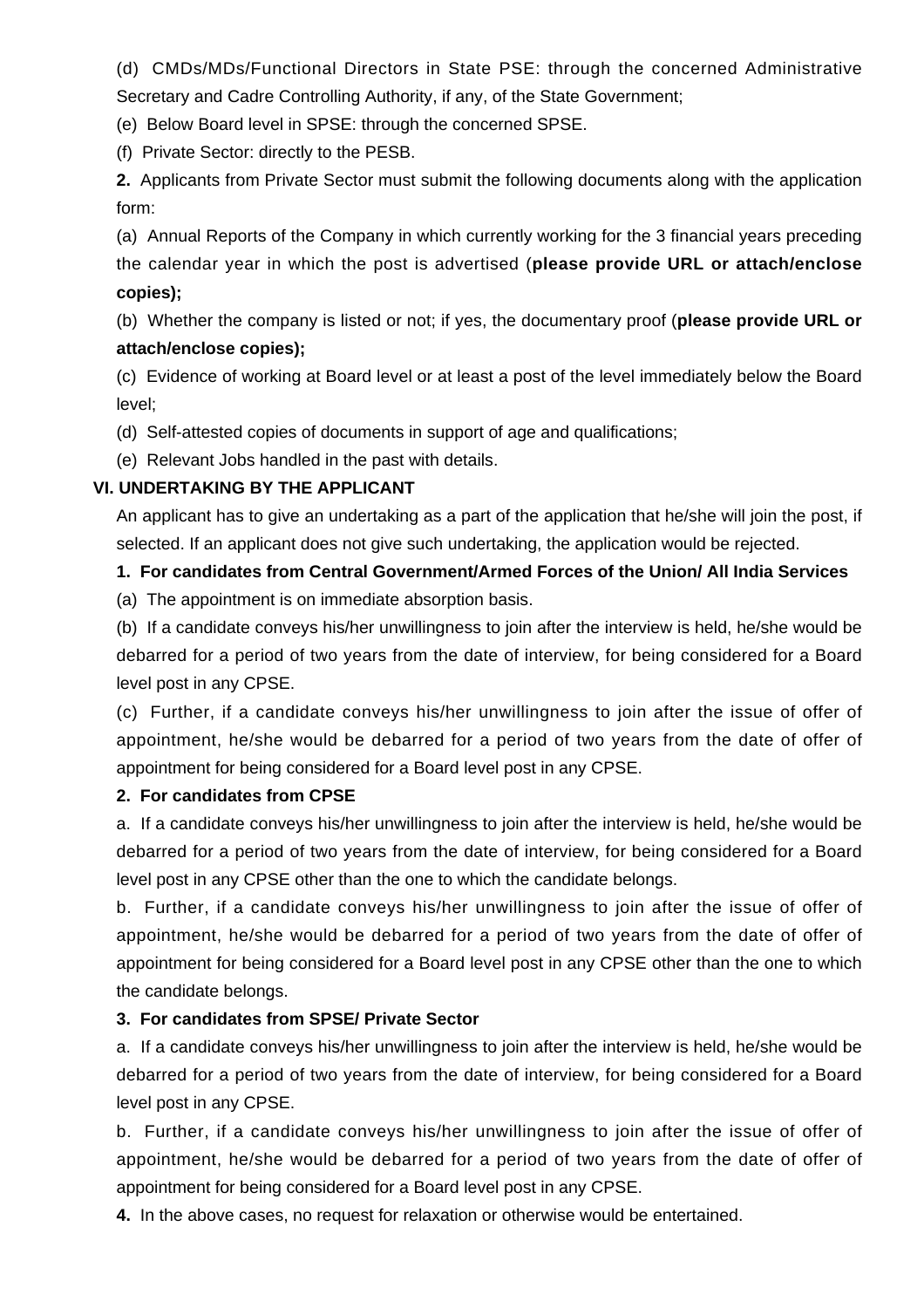(d) CMDs/MDs/Functional Directors in State PSE: through the concerned Administrative Secretary and Cadre Controlling Authority, if any, of the State Government;

(e) Below Board level in SPSE: through the concerned SPSE.

(f) Private Sector: directly to the PESB.

**2.** Applicants from Private Sector must submit the following documents along with the application form:

(a) Annual Reports of the Company in which currently working for the 3 financial years preceding the calendar year in which the post is advertised (**please provide URL or attach/enclose copies);**

(b) Whether the company is listed or not; if yes, the documentary proof (**please provide URL or attach/enclose copies);**

(c) Evidence of working at Board level or at least a post of the level immediately below the Board level;

(d) Self-attested copies of documents in support of age and qualifications;

(e) Relevant Jobs handled in the past with details.

### VI. UNDERTAKING BY THE APPLICANT

An applicant has to give an undertaking as a part of the application that he/she will join the post, if selected. If an applicant does not give such undertaking, the application would be rejected.

**1. For candidates from Central Government/Armed Forces of the Union/ All India Services**

(a) The appointment is on immediate absorption basis.

(b) If a candidate conveys his/her unwillingness to join after the interview is held, he/she would be debarred for a period of two years from the date of interview, for being considered for a Board level post in any CPSE.

(c) Further, if a candidate conveys his/her unwillingness to join after the issue of offer of appointment, he/she would be debarred for a period of two years from the date of offer of appointment for being considered for a Board level post in any CPSE.

**2. For candidates from CPSE**

a. If a candidate conveys his/her unwillingness to join after the interview is held, he/she would be debarred for a period of two years from the date of interview, for being considered for a Board level post in any CPSE other than the one to which the candidate belongs.

b. Further, if a candidate conveys his/her unwillingness to join after the issue of offer of appointment, he/she would be debarred for a period of two years from the date of offer of appointment for being considered for a Board level post in any CPSE other than the one to which the candidate belongs.

**3. For candidates from SPSE/ Private Sector**

a. If a candidate conveys his/her unwillingness to join after the interview is held, he/she would be debarred for a period of two years from the date of interview, for being considered for a Board level post in any CPSE.

b. Further, if a candidate conveys his/her unwillingness to join after the issue of offer of appointment, he/she would be debarred for a period of two years from the date of offer of appointment for being considered for a Board level post in any CPSE.

**4.** In the above cases, no request for relaxation or otherwise would be entertained.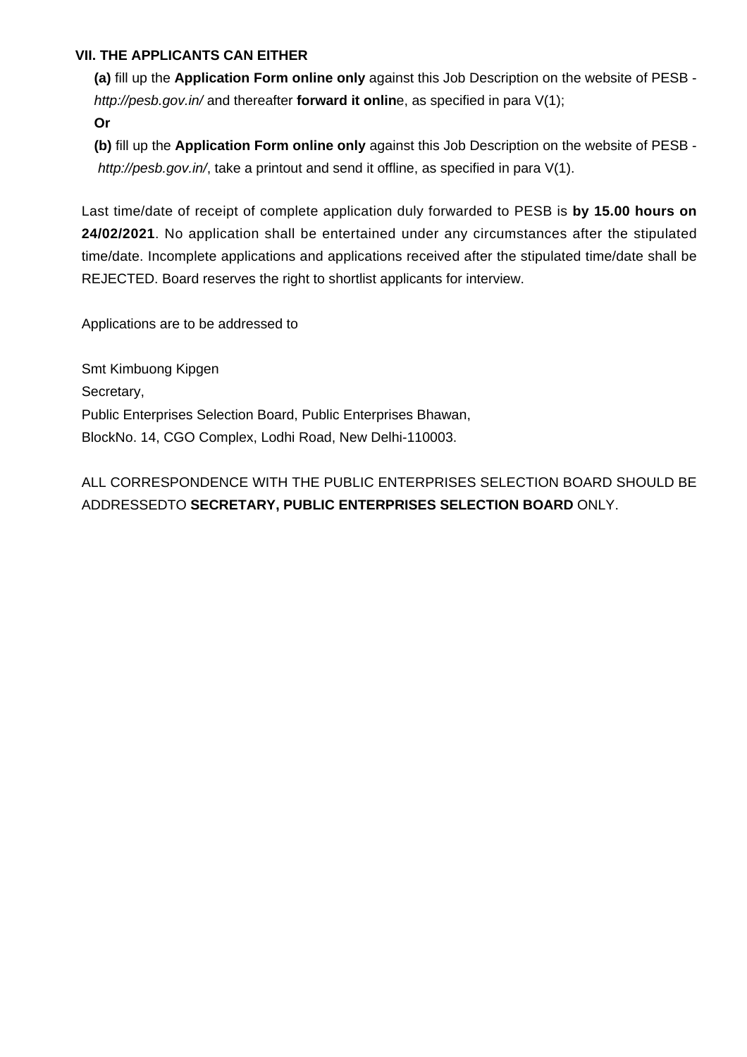**VII. THE APPLICANTS CAN EITHER**

**(a)** fill up the **Application Form online only** against this Job Description on the website of PESB - *http://pesb.gov.in/* and thereafter **forward it onlin**e, as specified in para V(1);

**Or**

**(b)** fill up the **Application Form online only** against this Job Description on the website of PESB - *http://pesb.gov.in/*, take a printout and send it offline, as specified in para V(1).

Last time/date of receipt of complete application duly forwarded to PESB is **by 15.00 hours on 24/02/2021**. No application shall be entertained under any circumstances after the stipulated time/date. Incomplete applications and applications received after the stipulated time/date shall be REJECTED. Board reserves the right to shortlist applicants for interview.

Applications are to be addressed to

Smt Kimbuong Kipgen
Secretary,
Public Enterprises Selection Board, Public Enterprises Bhawan,
BlockNo. 14, CGO Complex, Lodhi Road, New Delhi-110003.

ALL CORRESPONDENCE WITH THE PUBLIC ENTERPRISES SELECTION BOARD SHOULD BE ADDRESSEDTO **SECRETARY, PUBLIC ENTERPRISES SELECTION BOARD** ONLY.